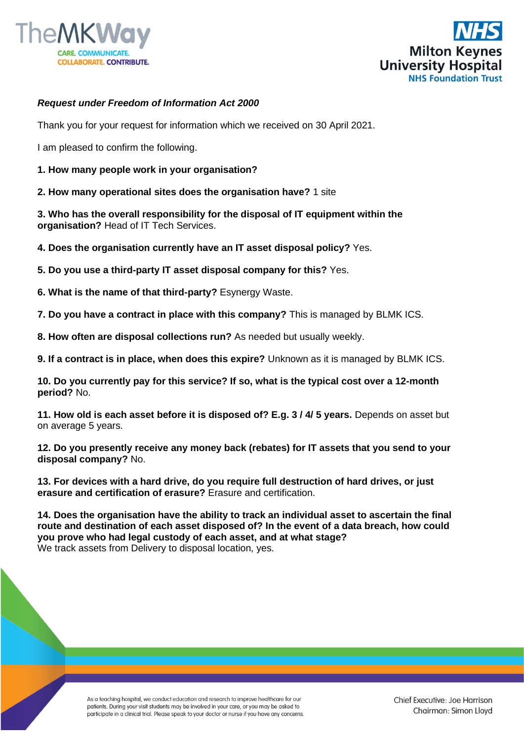***Request under Freedom of Information Act 2000***

Thank you for your request for information which we received on 30 April 2021.

I am pleased to confirm the following.

**1. How many people work in your organisation?**

**2. How many operational sites does the organisation have?** 1 site

**3. Who has the overall responsibility for the disposal of IT equipment within the organisation?** Head of IT Tech Services.

**4. Does the organisation currently have an IT asset disposal policy?** Yes.

**5. Do you use a third-party IT asset disposal company for this?** Yes.

**6. What is the name of that third-party?** Esynergy Waste.

**7. Do you have a contract in place with this company?** This is managed by BLMK ICS.

**8. How often are disposal collections run?** As needed but usually weekly.

**9. If a contract is in place, when does this expire?** Unknown as it is managed by BLMK ICS.

**10. Do you currently pay for this service? If so, what is the typical cost over a 12-month period?** No.

**11. How old is each asset before it is disposed of? E.g. 3 / 4/ 5 years.** Depends on asset but on average 5 years.

**12. Do you presently receive any money back (rebates) for IT assets that you send to your disposal company?** No.

**13. For devices with a hard drive, do you require full destruction of hard drives, or just erasure and certification of erasure?** Erasure and certification.

**14. Does the organisation have the ability to track an individual asset to ascertain the final route and destination of each asset disposed of? In the event of a data breach, how could you prove who had legal custody of each asset, and at what stage?**
We track assets from Delivery to disposal location, yes.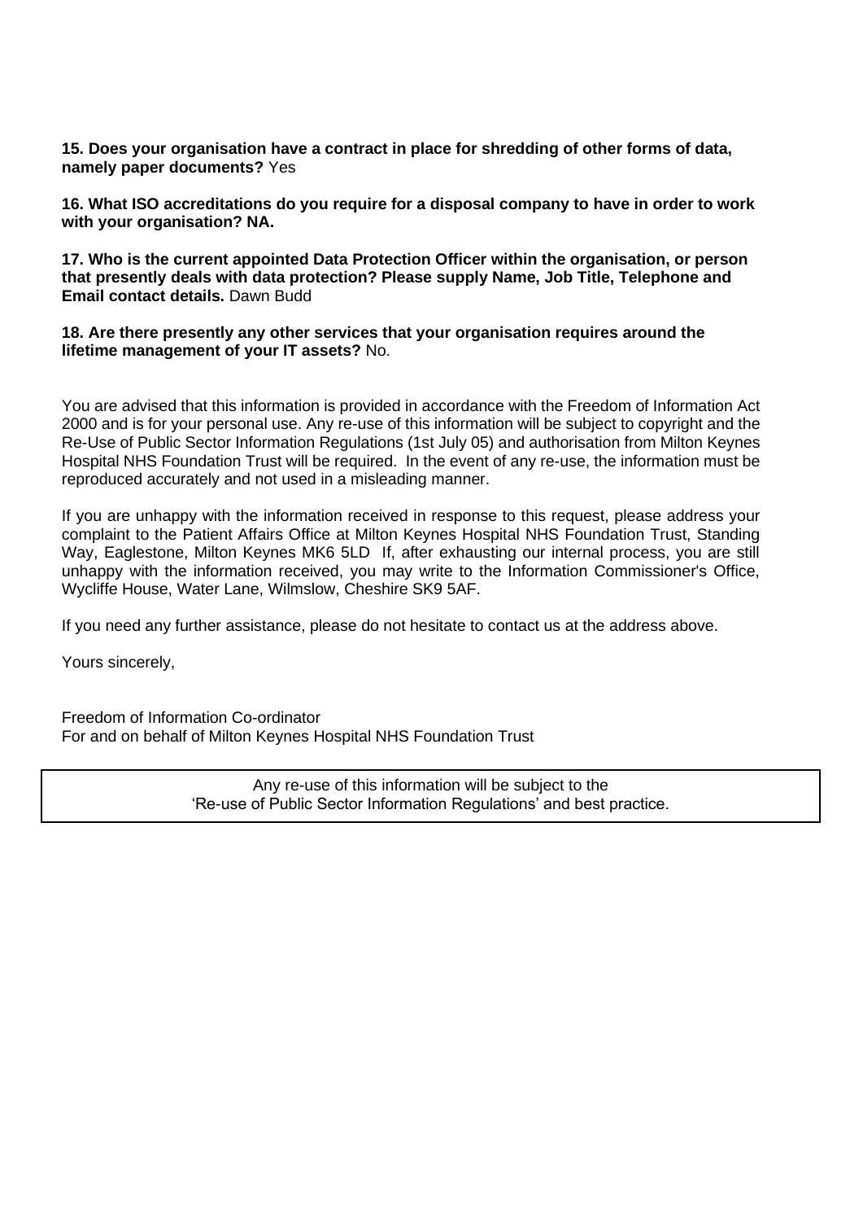**15. Does your organisation have a contract in place for shredding of other forms of data, namely paper documents?** Yes

**16. What ISO accreditations do you require for a disposal company to have in order to work with your organisation? NA.**

**17. Who is the current appointed Data Protection Officer within the organisation, or person that presently deals with data protection? Please supply Name, Job Title, Telephone and Email contact details.** Dawn Budd

**18. Are there presently any other services that your organisation requires around the lifetime management of your IT assets?** No.

You are advised that this information is provided in accordance with the Freedom of Information Act 2000 and is for your personal use. Any re-use of this information will be subject to copyright and the Re-Use of Public Sector Information Regulations (1st July 05) and authorisation from Milton Keynes Hospital NHS Foundation Trust will be required. In the event of any re-use, the information must be reproduced accurately and not used in a misleading manner.

If you are unhappy with the information received in response to this request, please address your complaint to the Patient Affairs Office at Milton Keynes Hospital NHS Foundation Trust, Standing Way, Eaglestone, Milton Keynes MK6 5LD If, after exhausting our internal process, you are still unhappy with the information received, you may write to the Information Commissioner's Office, Wycliffe House, Water Lane, Wilmslow, Cheshire SK9 5AF.

If you need any further assistance, please do not hesitate to contact us at the address above.

Yours sincerely,

Freedom of Information Co-ordinator
For and on behalf of Milton Keynes Hospital NHS Foundation Trust

Any re-use of this information will be subject to the
'Re-use of Public Sector Information Regulations' and best practice.